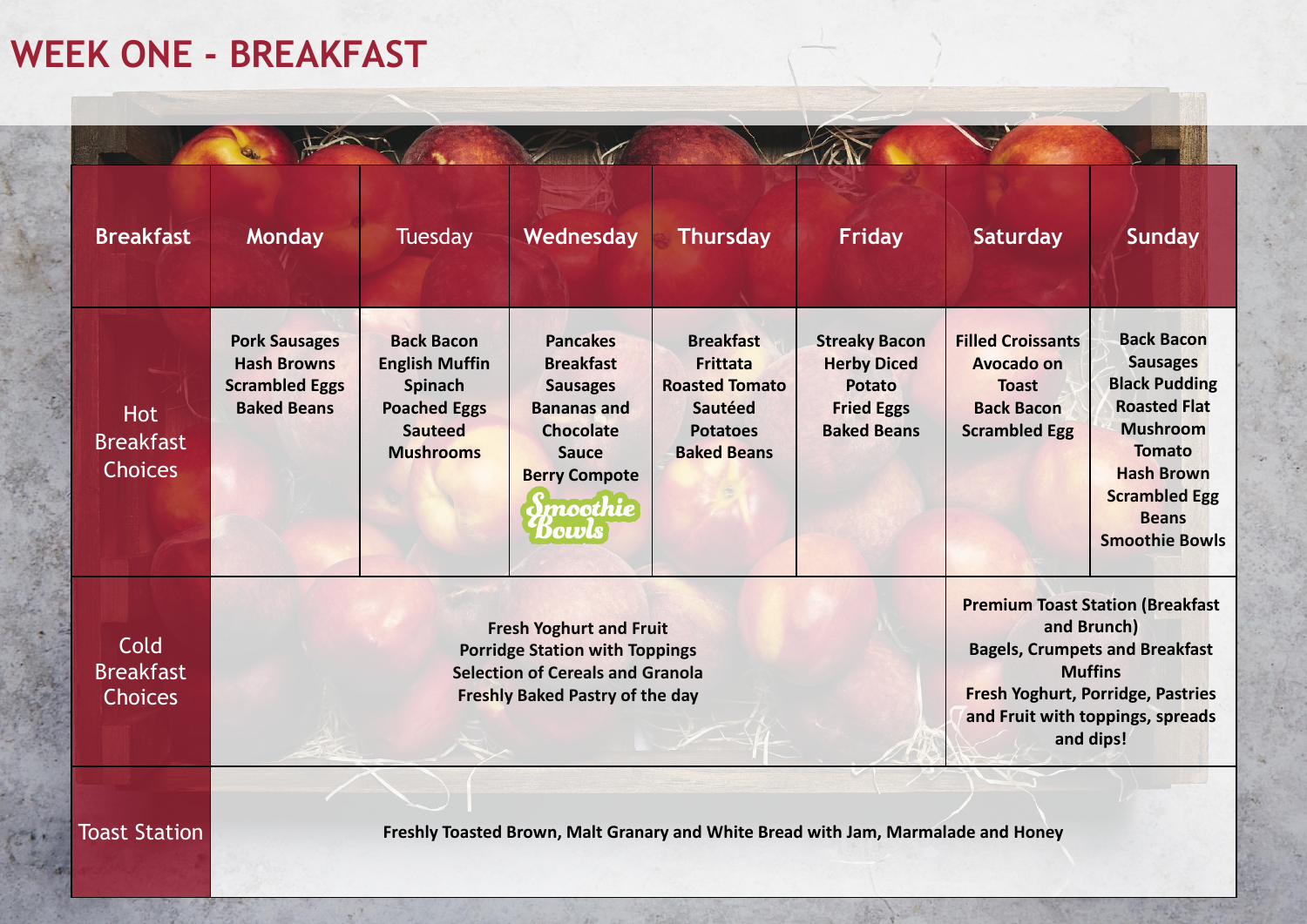# WEEK ONE - BREAKFAST

| Breakfast | Monday | Tuesday | Wednesday | Thursday | Friday | Saturday | Sunday |
|---|---|---|---|---|---|---|---|
| Hot Breakfast Choices | **Pork Sausages**<br>**Hash Browns**<br>**Scrambled Eggs**<br>**Baked Beans** | **Back Bacon**<br>**English Muffin**<br>**Spinach**<br>**Poached Eggs**<br>**Sauteed Mushrooms** | **Pancakes**<br>**Breakfast Sausages**<br>**Bananas and Chocolate Sauce**<br>**Berry Compote**<br>Smoothie Bowls | **Breakfast Frittata**<br>**Roasted Tomato**<br>**Sautéed Potatoes**<br>**Baked Beans** | **Streaky Bacon**<br>**Herby Diced Potato**<br>**Fried Eggs**<br>**Baked Beans** | **Filled Croissants**<br>**Avocado on Toast**<br>**Back Bacon**<br>**Scrambled Egg** | **Back Bacon**<br>**Sausages**<br>**Black Pudding**<br>**Roasted Flat Mushroom**<br>**Tomato**<br>**Hash Brown**<br>**Scrambled Egg**<br>**Beans**<br>**Smoothie Bowls** |
| Cold Breakfast Choices | **Fresh Yoghurt and Fruit**<br>**Porridge Station with Toppings**<br>**Selection of Cereals and Granola**<br>**Freshly Baked Pastry of the day** | | | | | **Premium Toast Station (Breakfast and Brunch)**<br>**Bagels, Crumpets and Breakfast Muffins**<br>**Fresh Yoghurt, Porridge, Pastries and Fruit with toppings, spreads and dips!** | |
| Toast Station | **Freshly Toasted Brown, Malt Granary and White Bread with Jam, Marmalade and Honey** | | | | | | |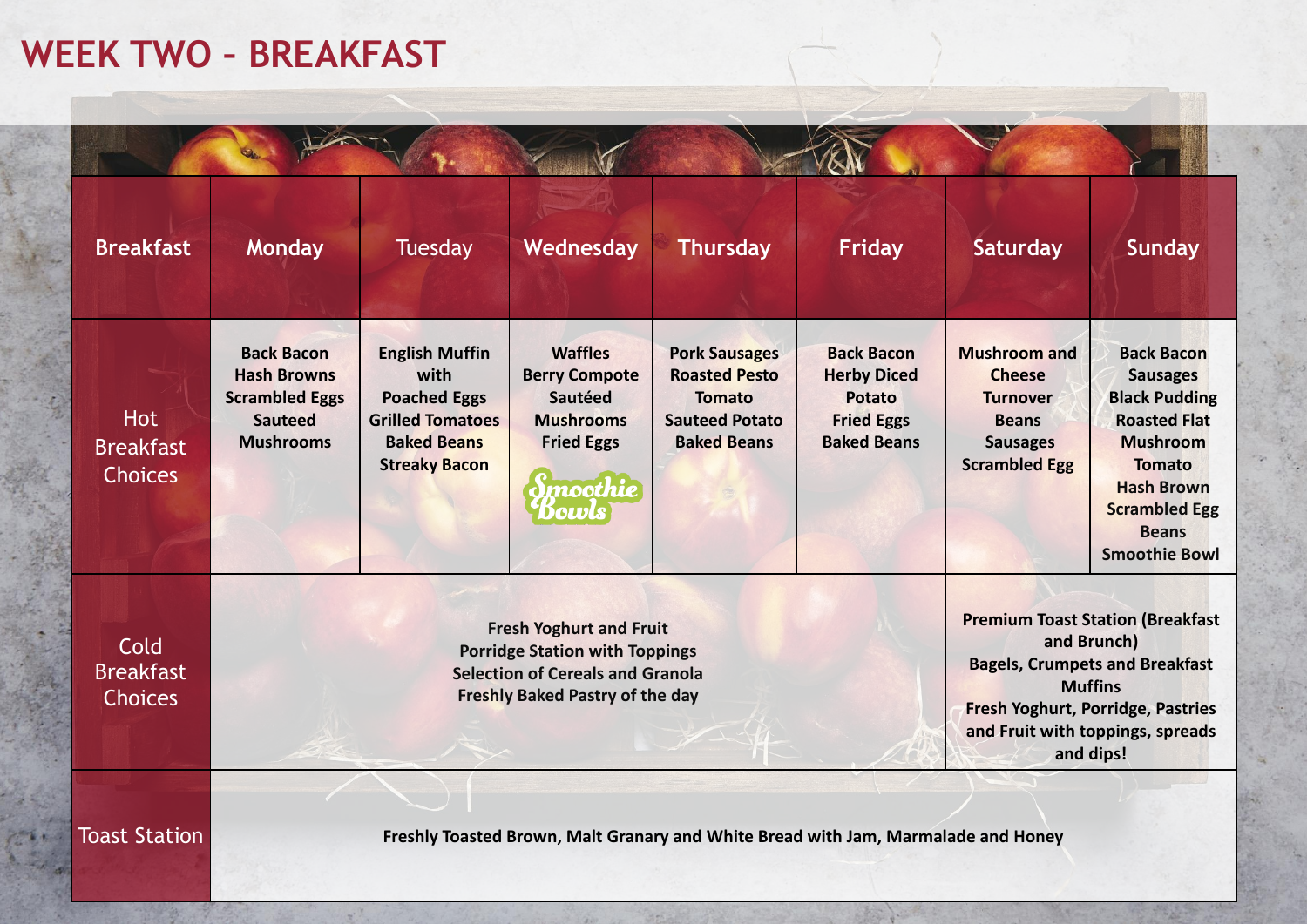# WEEK TWO – BREAKFAST

| Breakfast | Monday | Tuesday | Wednesday | Thursday | Friday | Saturday | Sunday |
|---|---|---|---|---|---|---|---|
| Hot Breakfast Choices | **Back Bacon**<br>**Hash Browns**<br>**Scrambled Eggs**<br>**Sauteed Mushrooms** | **English Muffin with Poached Eggs**<br>**Grilled Tomatoes**<br>**Baked Beans**<br>**Streaky Bacon** | **Waffles**<br>**Berry Compote**<br>**Sautéed Mushrooms**<br>**Fried Eggs**<br>Smoothie Bowls | **Pork Sausages**<br>**Roasted Pesto Tomato**<br>**Sauteed Potato**<br>**Baked Beans** | **Back Bacon**<br>**Herby Diced Potato**<br>**Fried Eggs**<br>**Baked Beans** | **Mushroom and Cheese Turnover**<br>**Beans**<br>**Sausages**<br>**Scrambled Egg** | **Back Bacon**<br>**Sausages**<br>**Black Pudding**<br>**Roasted Flat Mushroom**<br>**Tomato**<br>**Hash Brown**<br>**Scrambled Egg**<br>**Beans**<br>**Smoothie Bowl** |
| Cold Breakfast Choices | **Fresh Yoghurt and Fruit**<br>**Porridge Station with Toppings**<br>**Selection of Cereals and Granola**<br>**Freshly Baked Pastry of the day** | | | | | **Premium Toast Station (Breakfast and Brunch)**<br>**Bagels, Crumpets and Breakfast Muffins**<br>**Fresh Yoghurt, Porridge, Pastries and Fruit with toppings, spreads and dips!** | |
| Toast Station | **Freshly Toasted Brown, Malt Granary and White Bread with Jam, Marmalade and Honey** | | | | | | |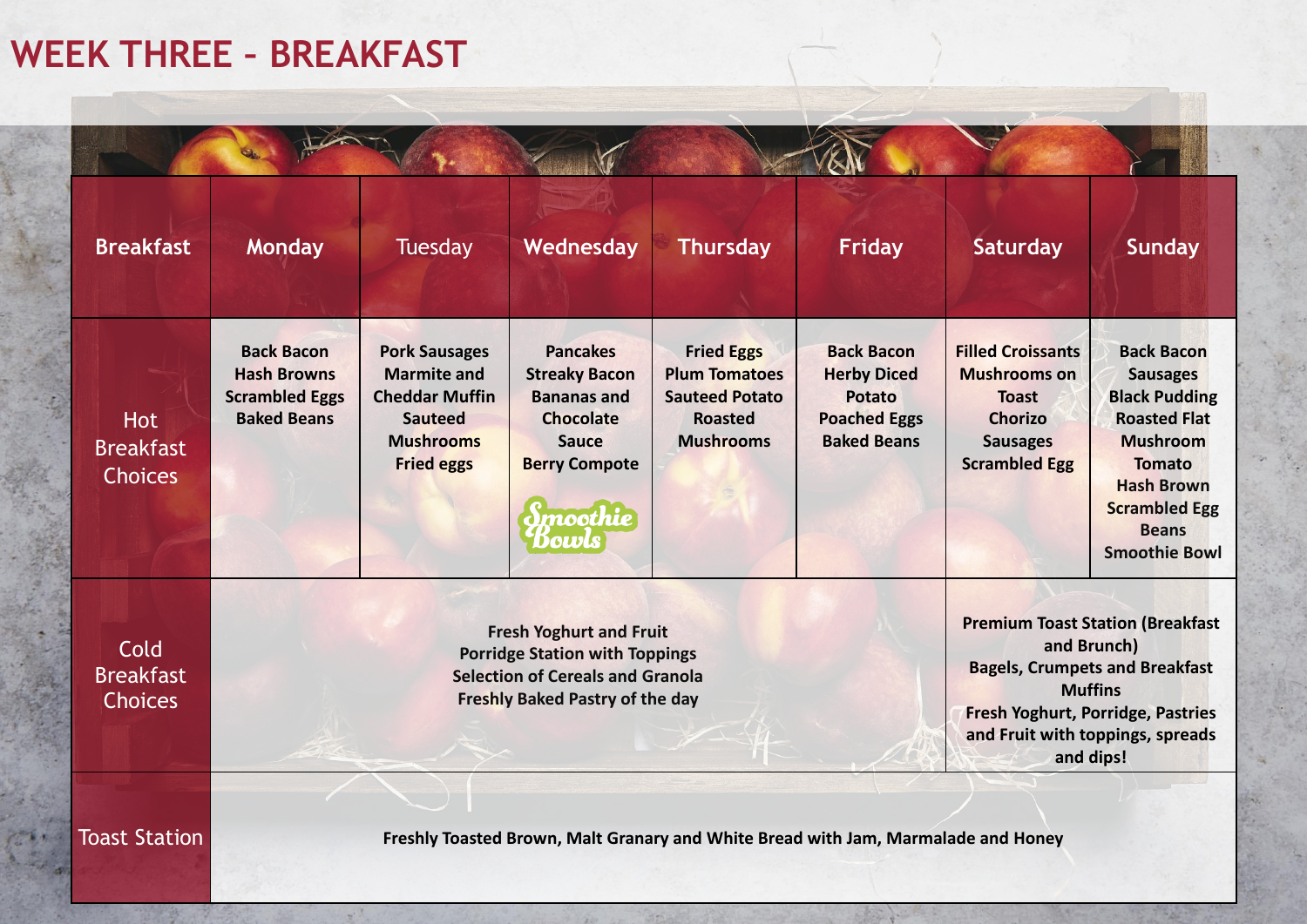# WEEK THREE – BREAKFAST

| Breakfast | Monday | Tuesday | Wednesday | Thursday | Friday | Saturday | Sunday |
|---|---|---|---|---|---|---|---|
| Hot Breakfast Choices | **Back Bacon**<br>**Hash Browns**<br>**Scrambled Eggs**<br>**Baked Beans** | **Pork Sausages**<br>**Marmite and Cheddar Muffin**<br>**Sauteed Mushrooms**<br>**Fried eggs** | **Pancakes**<br>**Streaky Bacon**<br>**Bananas and Chocolate Sauce**<br>**Berry Compote**<br>Smoothie Bowls | **Fried Eggs**<br>**Plum Tomatoes**<br>**Sauteed Potato**<br>**Roasted Mushrooms** | **Back Bacon**<br>**Herby Diced Potato**<br>**Poached Eggs**<br>**Baked Beans** | **Filled Croissants**<br>**Mushrooms on Toast**<br>**Chorizo**<br>**Sausages**<br>**Scrambled Egg** | **Back Bacon**<br>**Sausages**<br>**Black Pudding**<br>**Roasted Flat Mushroom**<br>**Tomato**<br>**Hash Brown**<br>**Scrambled Egg**<br>**Beans**<br>**Smoothie Bowl** |
| Cold Breakfast Choices | **Fresh Yoghurt and Fruit**<br>**Porridge Station with Toppings**<br>**Selection of Cereals and Granola**<br>**Freshly Baked Pastry of the day** | | | | | **Premium Toast Station (Breakfast and Brunch)**<br>**Bagels, Crumpets and Breakfast Muffins**<br>**Fresh Yoghurt, Porridge, Pastries and Fruit with toppings, spreads and dips!** | |
| Toast Station | **Freshly Toasted Brown, Malt Granary and White Bread with Jam, Marmalade and Honey** | | | | | | |